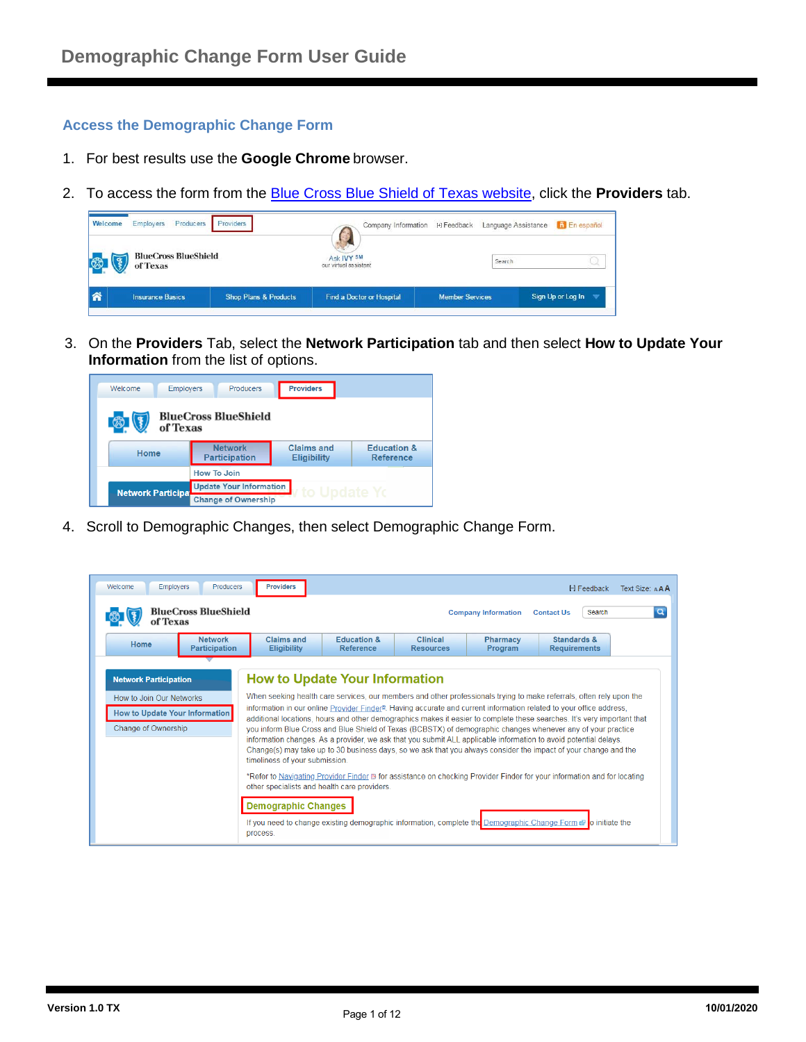# Demographic Change Form User Guide

## Access the Demographic Change Form

1. For best results use the **Google Chrome** browser.
2. To access the form from the Blue Cross Blue Shield of Texas website, click the **Providers** tab.
3. On the **Providers** Tab, select the **Network Participation** tab and then select **How to Update Your Information** from the list of options.
4. Scroll to Demographic Changes, then select Demographic Change Form.

Version 1.0 TX

10/01/2020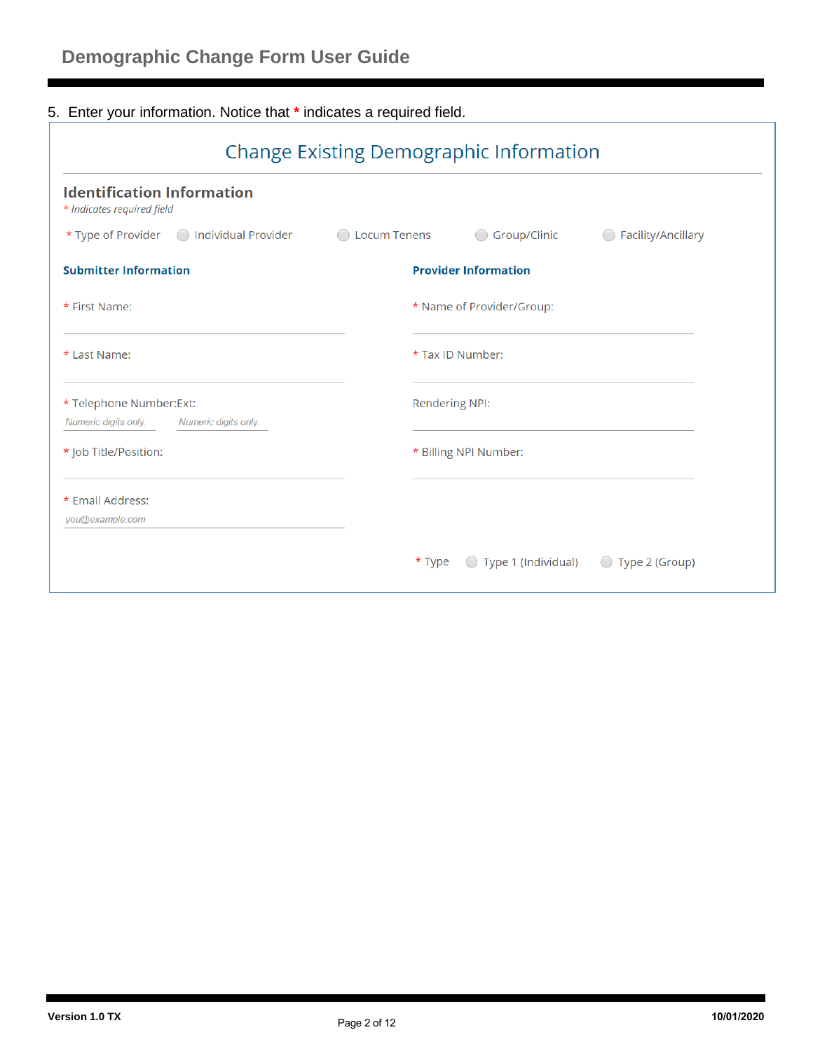5. Enter your information. Notice that * indicates a required field.

## Change Existing Demographic Information

### Identification Information

*Indicates required field*

* Type of Provider ○ Individual Provider ○ Locum Tenens ○ Group/Clinic ○ Facility/Ancillary

**Submitter Information**

* First Name:
* Last Name:
* Telephone Number: Ext: (Numeric digits only. / Numeric digits only.)
* Job Title/Position:
* Email Address: (you@example.com)

**Provider Information**

* Name of Provider/Group:
* Tax ID Number:

Rendering NPI:

* Billing NPI Number:
* Type ○ Type 1 (Individual) ○ Type 2 (Group)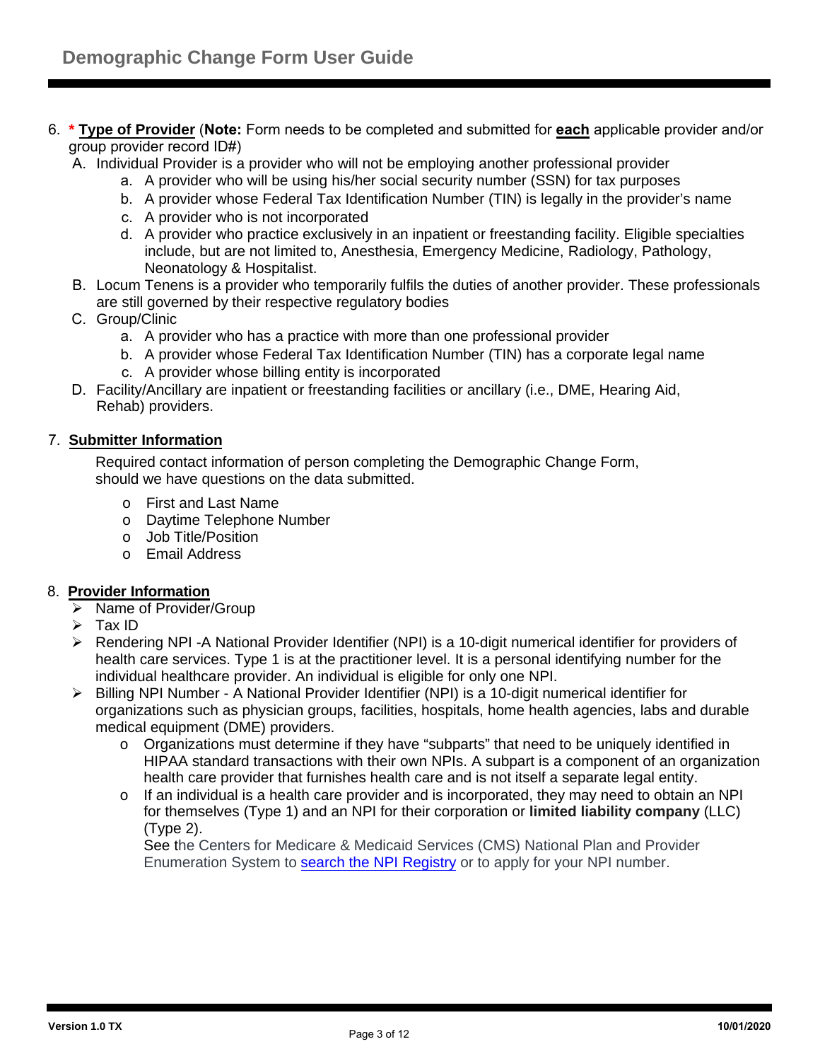6. **\* <u>Type of Provider</u>** (**Note:** Form needs to be completed and submitted for **<u>each</u>** applicable provider and/or group provider record ID#)
   A. Individual Provider is a provider who will not be employing another professional provider
      a. A provider who will be using his/her social security number (SSN) for tax purposes
      b. A provider whose Federal Tax Identification Number (TIN) is legally in the provider's name
      c. A provider who is not incorporated
      d. A provider who practice exclusively in an inpatient or freestanding facility. Eligible specialties include, but are not limited to, Anesthesia, Emergency Medicine, Radiology, Pathology, Neonatology & Hospitalist.

   B. Locum Tenens is a provider who temporarily fulfils the duties of another provider. These professionals are still governed by their respective regulatory bodies

   C. Group/Clinic
      a. A provider who has a practice with more than one professional provider
      b. A provider whose Federal Tax Identification Number (TIN) has a corporate legal name
      c. A provider whose billing entity is incorporated

   D. Facility/Ancillary are inpatient or freestanding facilities or ancillary (i.e., DME, Hearing Aid, Rehab) providers.

7. **<u>Submitter Information</u>**

   Required contact information of person completing the Demographic Change Form, should we have questions on the data submitted.

   - First and Last Name
   - Daytime Telephone Number
   - Job Title/Position
   - Email Address

8. **<u>Provider Information</u>**
   - Name of Provider/Group
   - Tax ID
   - Rendering NPI -A National Provider Identifier (NPI) is a 10-digit numerical identifier for providers of health care services. Type 1 is at the practitioner level. It is a personal identifying number for the individual healthcare provider. An individual is eligible for only one NPI.
   - Billing NPI Number - A National Provider Identifier (NPI) is a 10-digit numerical identifier for organizations such as physician groups, facilities, hospitals, home health agencies, labs and durable medical equipment (DME) providers.
     - Organizations must determine if they have "subparts" that need to be uniquely identified in HIPAA standard transactions with their own NPIs. A subpart is a component of an organization health care provider that furnishes health care and is not itself a separate legal entity.
     - If an individual is a health care provider and is incorporated, they need to obtain an NPI for themselves (Type 1) and an NPI for their corporation or **limited liability company** (LLC) (Type 2).

       See the Centers for Medicare & Medicaid Services (CMS) National Plan and Provider Enumeration System to search the NPI Registry or to apply for your NPI number.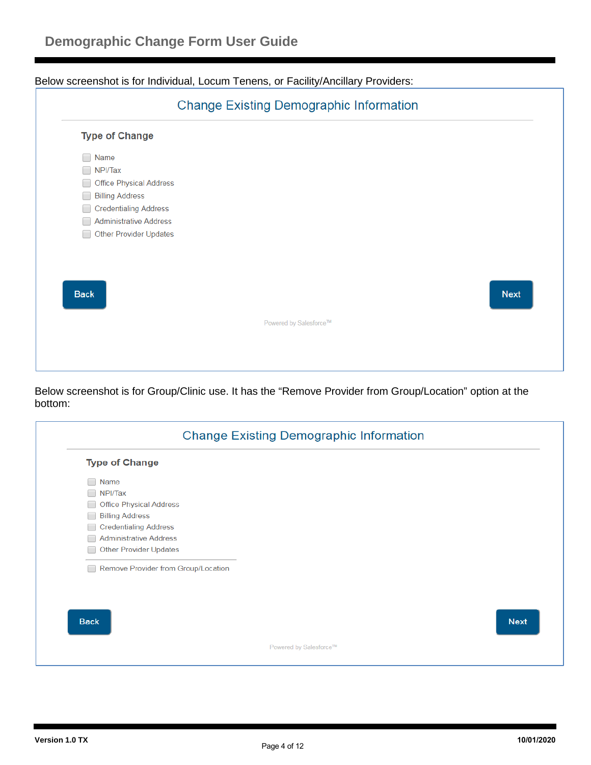Below screenshot is for Individual, Locum Tenens, or Facility/Ancillary Providers:

## Change Existing Demographic Information

**Type of Change**

- [ ] Name
- [ ] NPI/Tax
- [ ] Office Physical Address
- [ ] Billing Address
- [ ] Credentialing Address
- [ ] Administrative Address
- [ ] Other Provider Updates

Back | Next

Powered by Salesforce™

Below screenshot is for Group/Clinic use. It has the “Remove Provider from Group/Location” option at the bottom:

## Change Existing Demographic Information

**Type of Change**

- [ ] Name
- [ ] NPI/Tax
- [ ] Office Physical Address
- [ ] Billing Address
- [ ] Credentialing Address
- [ ] Administrative Address
- [ ] Other Provider Updates

---

- [ ] Remove Provider from Group/Location

Back | Next

Powered by Salesforce™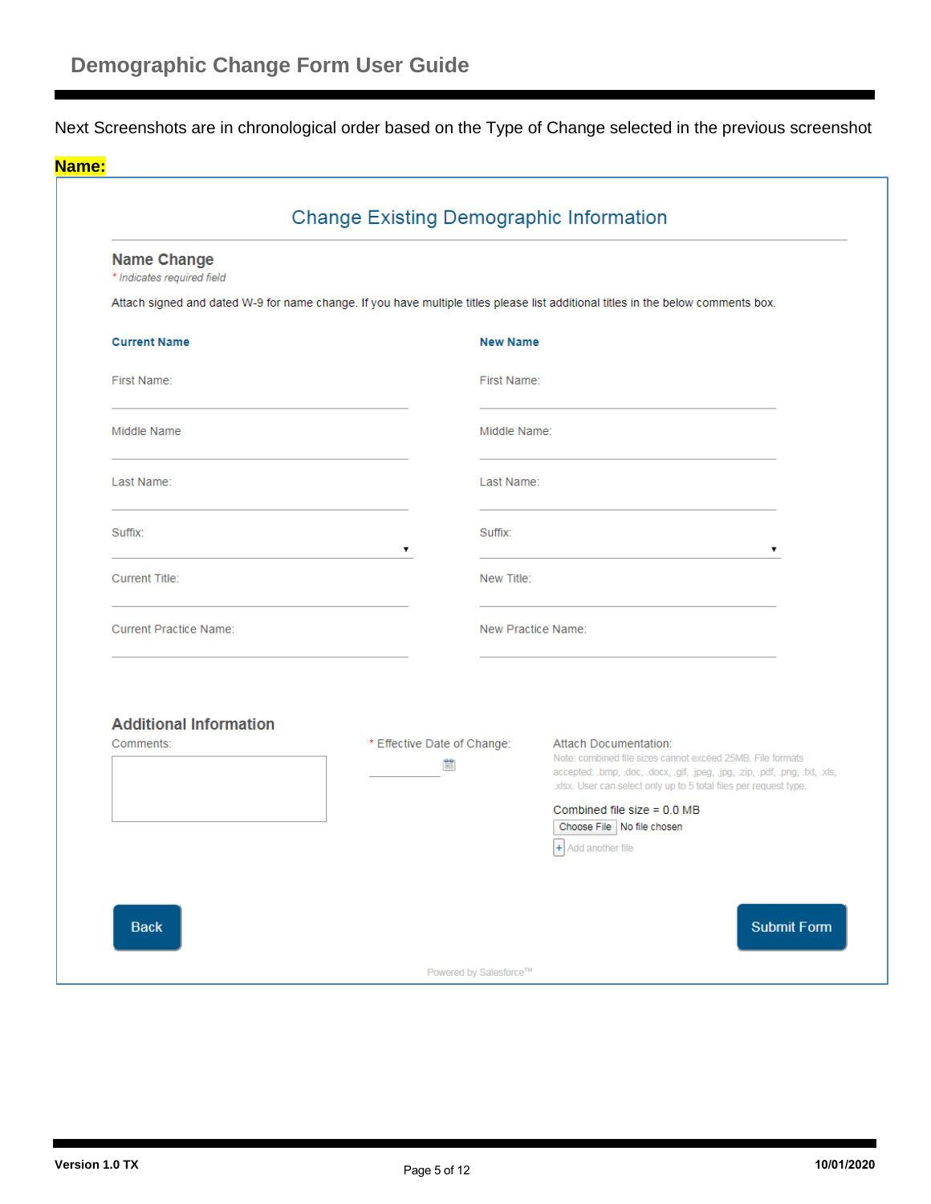Next Screenshots are in chronological order based on the Type of Change selected in the previous screenshot

**Name:**

## Change Existing Demographic Information

### Name Change

*\* Indicates required field*

Attach signed and dated W-9 for name change. If you have multiple titles please list additional titles in the below comments box.

| **Current Name** | **New Name** |
|---|---|
| First Name: | First Name: |
| Middle Name | Middle Name: |
| Last Name: | Last Name: |
| Suffix: | Suffix: |
| Current Title: | New Title: |
| Current Practice Name: | New Practice Name: |

### Additional Information

Comments:

\* Effective Date of Change:

Attach Documentation:

Note: combined file sizes cannot exceed 25MB. File formats accepted: .bmp, .doc, .docx, .gif, .jpeg, .jpg, .zip, .pdf, .png, .txt, .xls, .xlsx. User can select only up to 5 total files per request type.

Combined file size = 0.0 MB

Choose File No file chosen

+ Add another file

Back

Submit Form

Powered by Salesforce™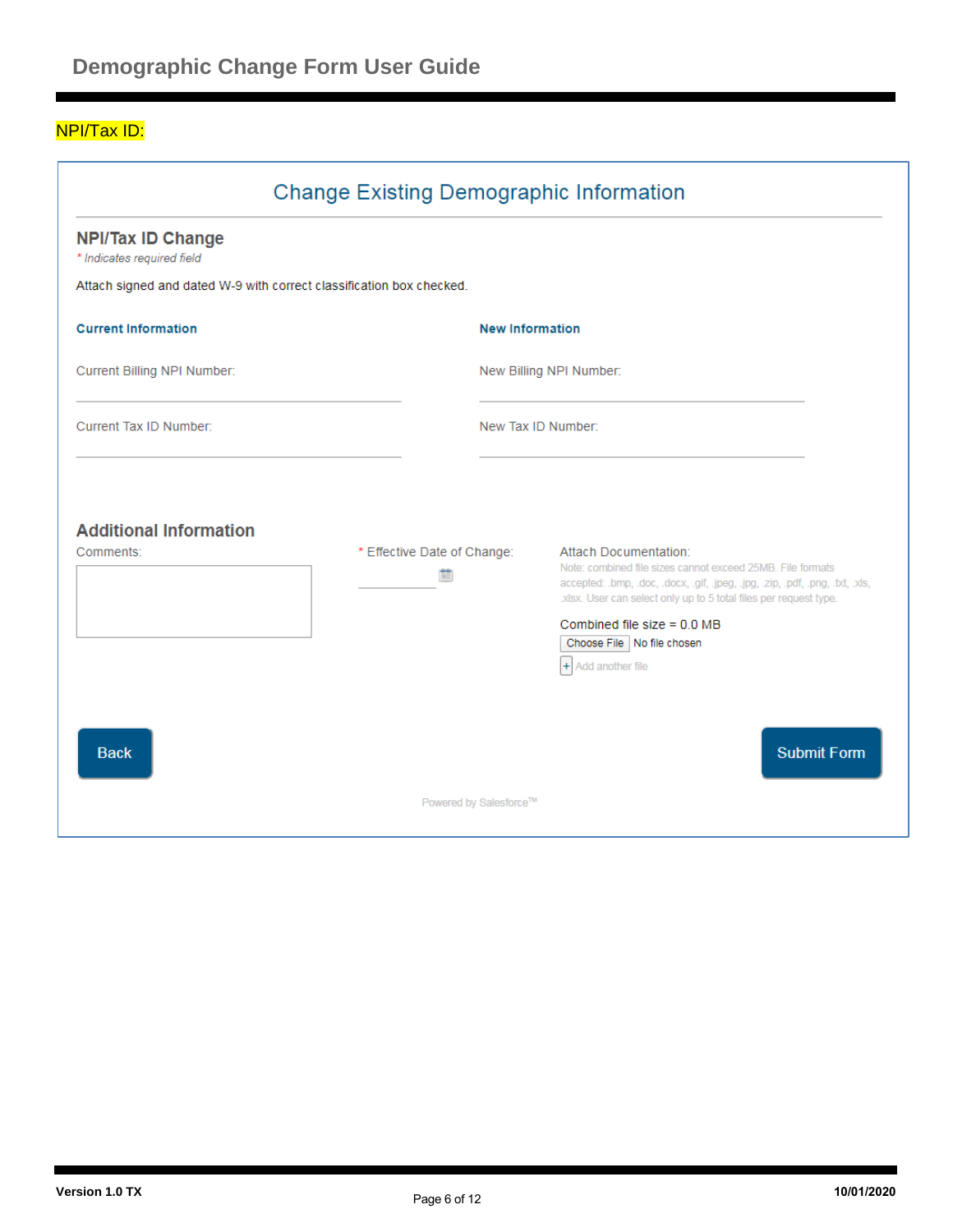NPI/Tax ID:

## Change Existing Demographic Information

### NPI/Tax ID Change

*\* Indicates required field*

Attach signed and dated W-9 with correct classification box checked.

**Current Information**

Current Billing NPI Number:

Current Tax ID Number:

**New Information**

New Billing NPI Number:

New Tax ID Number:

### Additional Information

Comments:

\* Effective Date of Change:

Attach Documentation:

Note: combined file sizes cannot exceed 25MB. File formats accepted: .bmp, .doc, .docx, .gif, .jpeg, .jpg, .zip, .pdf, .png, .txt, .xls, .xlsx. User can select only up to 5 total files per request type.

Combined file size = 0.0 MB

Choose File No file chosen

+ Add another file

Back

Submit Form

Powered by Salesforce™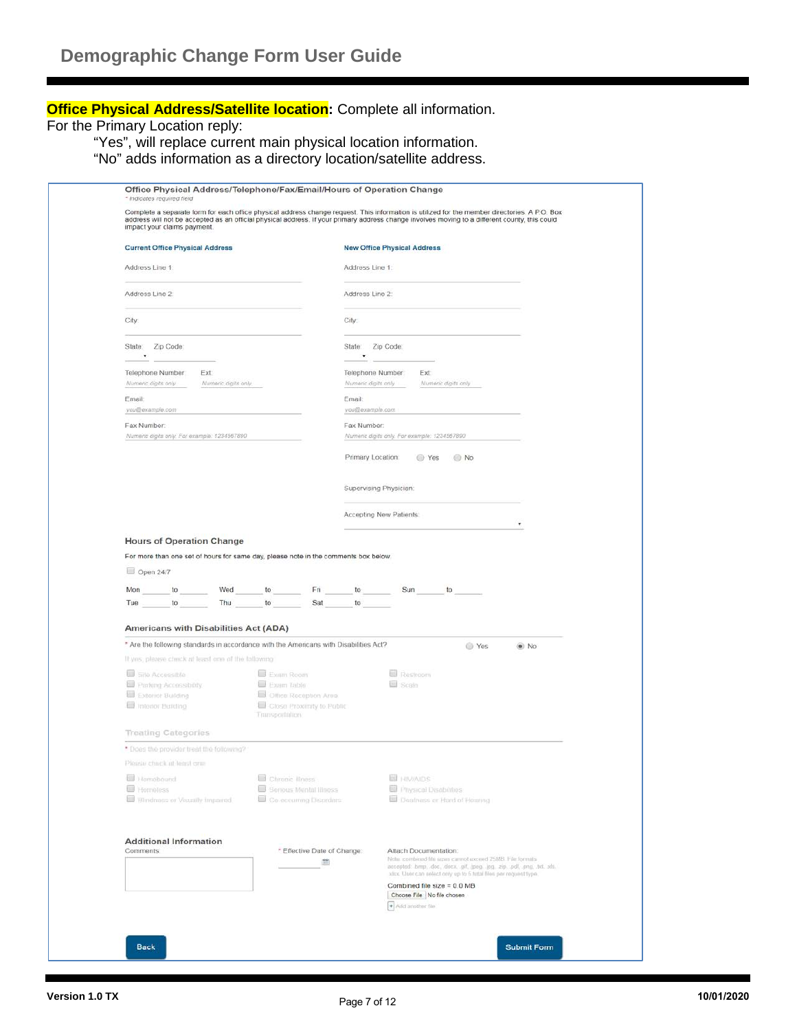**Office Physical Address/Satellite location:** Complete all information.

For the Primary Location reply:

"Yes", will replace current main physical location information.

"No" adds information as a directory location/satellite address.

**Office Physical Address/Telephone/Fax/Email/Hours of Operation Change**

* Indicates required field

Complete a separate form for each office physical address change request. This information is utilized for the member directories. A P.O. Box address will not be accepted as an official physical address. If your primary address change involves moving to a different county, this could impact your claims payment.

| Current Office Physical Address | New Office Physical Address |
| --- | --- |
| Address Line 1: | Address Line 1: |
| Address Line 2: | Address Line 2: |
| City: | City: |
| State: Zip Code: | State: Zip Code: |
| Telephone Number: (Numeric digits only) Ext: (Numeric digits only) | Telephone Number: (Numeric digits only) Ext: (Numeric digits only) |
| Email: you@example.com | Email: you@example.com |
| Fax Number: Numeric digits only. For example: 1234567890 | Fax Number: Numeric digits only. For example: 1234567890 |
| | Primary Location: ○ Yes ○ No |
| | Supervising Physician: |
| | Accepting New Patients: |

**Hours of Operation Change**

For more than one set of hours for same day, please note in the comments box below.

☐ Open 24/7

Mon ___ to ___ Wed ___ to ___ Fri ___ to ___ Sun ___ to ___

Tue ___ to ___ Thu ___ to ___ Sat ___ to ___

**Americans with Disabilities Act (ADA)**

* Are the following standards in accordance with the Americans with Disabilities Act? ○ Yes ◉ No

If yes, please check at least one of the following:

- ☐ Site Accessible
- ☐ Parking Accessibility
- ☐ Exterior Building
- ☐ Interior Building
- ☐ Exam Room
- ☐ Exam Table
- ☐ Office Reception Area
- ☐ Close Proximity to Public Transportation
- ☐ Restroom
- ☐ Scale

**Treating Categories**

* Does the provider treat the following?

Please check at least one

- ☐ Homebound
- ☐ Homeless
- ☐ Blindness or Visually Impaired
- ☐ Chronic Illness
- ☐ Serious Mental Illness
- ☐ Co-occurring Disorders
- ☐ HIV/AIDS
- ☐ Physical Disabilities
- ☐ Deafness or Hard of Hearing

**Additional Information**

Comments:

* Effective Date of Change:

Attach Documentation:

Note: combined file sizes cannot exceed 25MB. File formats accepted: .bmp, .doc, .docx, .gif, .jpeg, .jpg, .zip, .pdf, .png, .txt, .xls, .xlsx. User can select only up to 5 total files per request type.

Combined file size = 0.0 MB

Choose File | No file chosen

+ Add another file

Back | Submit Form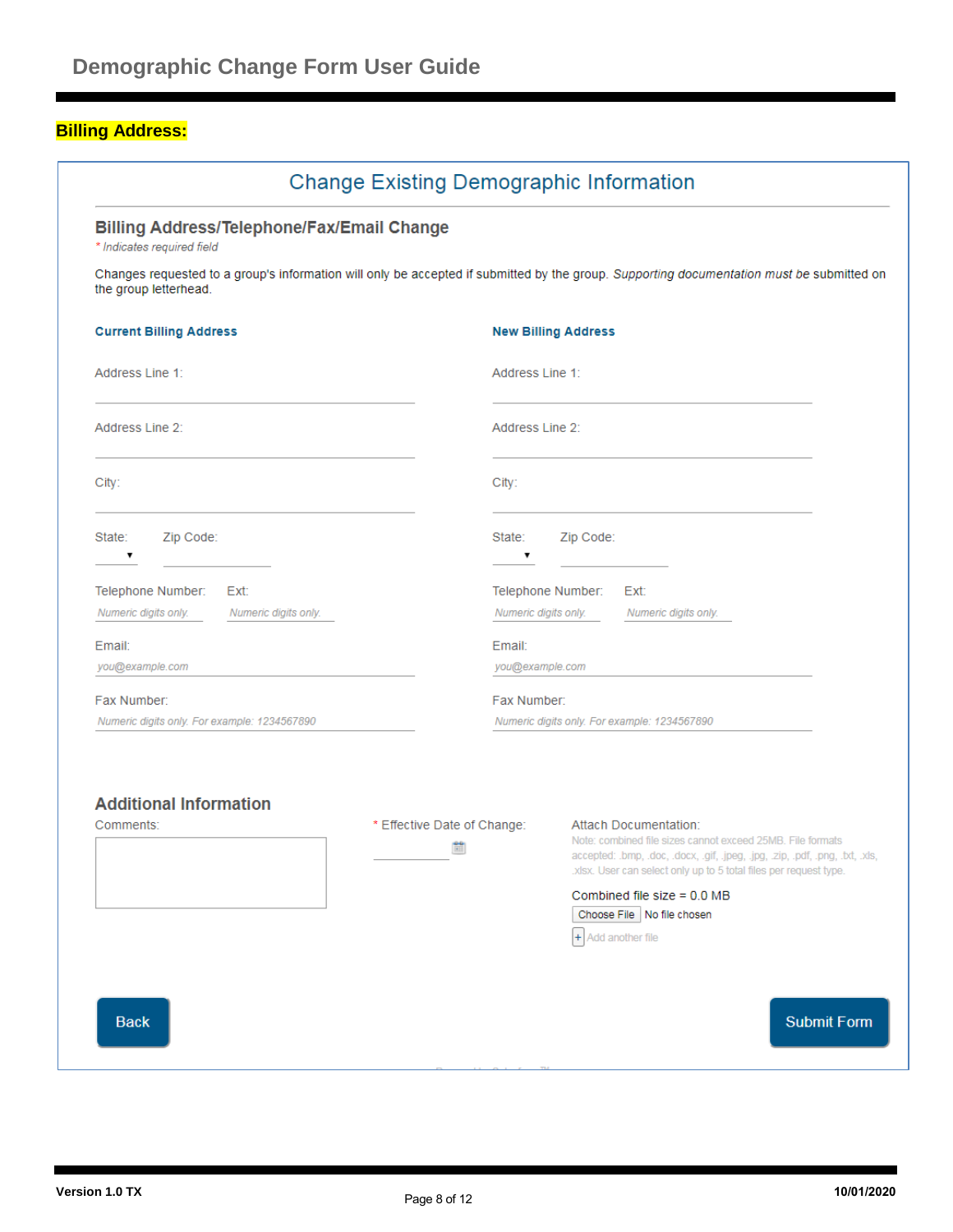## Billing Address:

### Change Existing Demographic Information

#### Billing Address/Telephone/Fax/Email Change

*\* Indicates required field*

Changes requested to a group's information will only be accepted if submitted by the group. *Supporting documentation must be* submitted on the group letterhead.

**Current Billing Address**

Address Line 1:

Address Line 2:

City:

State: Zip Code:

Telephone Number: Ext:
*Numeric digits only.* *Numeric digits only.*

Email:
*you@example.com*

Fax Number:
*Numeric digits only. For example: 1234567890*

**New Billing Address**

Address Line 1:

Address Line 2:

City:

State: Zip Code:

Telephone Number: Ext:
*Numeric digits only.* *Numeric digits only.*

Email:
*you@example.com*

Fax Number:
*Numeric digits only. For example: 1234567890*

#### Additional Information

Comments:

\* Effective Date of Change:

Attach Documentation:
Note: combined file sizes cannot exceed 25MB. File formats accepted: .bmp, .doc, .docx, .gif, .jpeg, .jpg, .zip, .pdf, .png, .txt, .xls, .xlsx. User can select only up to 5 total files per request type.

Combined file size = 0.0 MB

Choose File No file chosen

+ Add another file

Back

Submit Form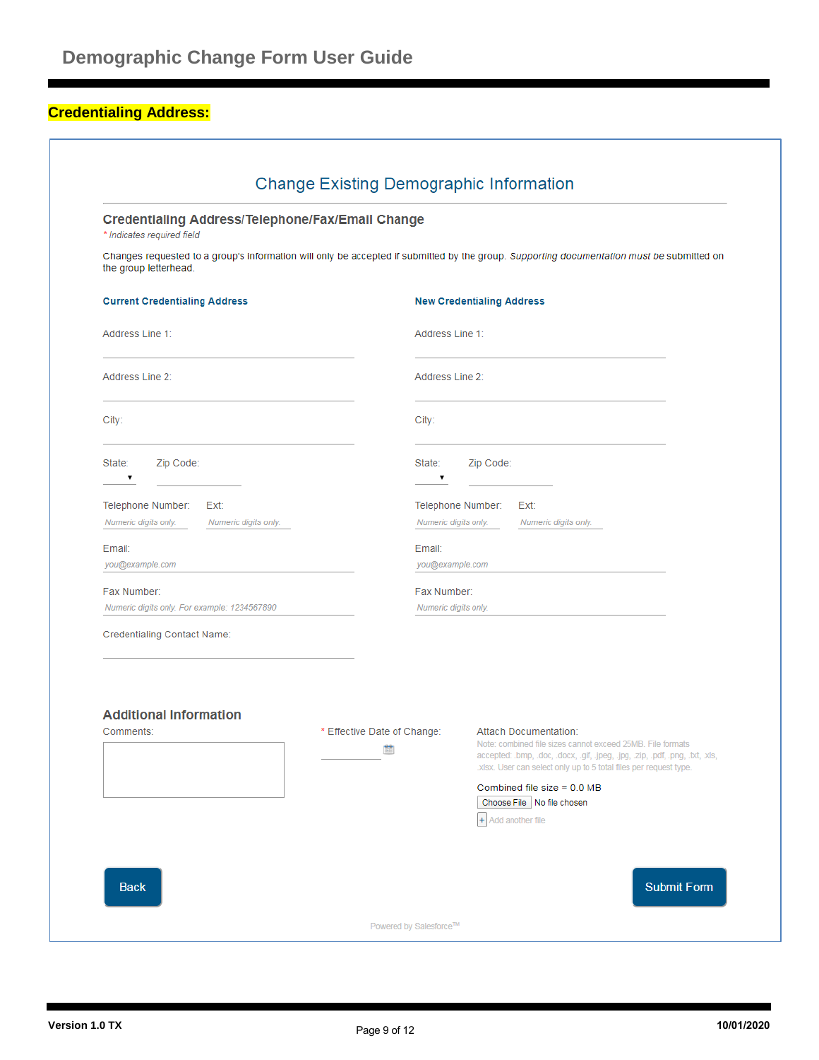**Credentialing Address:**

## Change Existing Demographic Information

### Credentialing Address/Telephone/Fax/Email Change

*\* Indicates required field*

Changes requested to a group's information will only be accepted if submitted by the group. *Supporting documentation must be* submitted on the group letterhead.

**Current Credentialing Address**

Address Line 1:

Address Line 2:

City:

State: Zip Code:

Telephone Number: *Numeric digits only.* Ext: *Numeric digits only.*

Email: *you@example.com*

Fax Number: *Numeric digits only. For example: 1234567890*

Credentialing Contact Name:

**New Credentialing Address**

Address Line 1:

Address Line 2:

City:

State: Zip Code:

Telephone Number: *Numeric digits only.* Ext: *Numeric digits only.*

Email: *you@example.com*

Fax Number: *Numeric digits only.*

### Additional Information

Comments:

\* Effective Date of Change:

Attach Documentation:

Note: combined file sizes cannot exceed 25MB. File formats accepted: .bmp, .doc, .docx, .gif, .jpeg, .jpg, .zip, .pdf, .png, .txt, .xls, .xlsx. User can select only up to 5 total files per request type.

Combined file size = 0.0 MB

Choose File No file chosen

+ Add another file

Back

Submit Form

Powered by Salesforce™

Version 1.0 TX

10/01/2020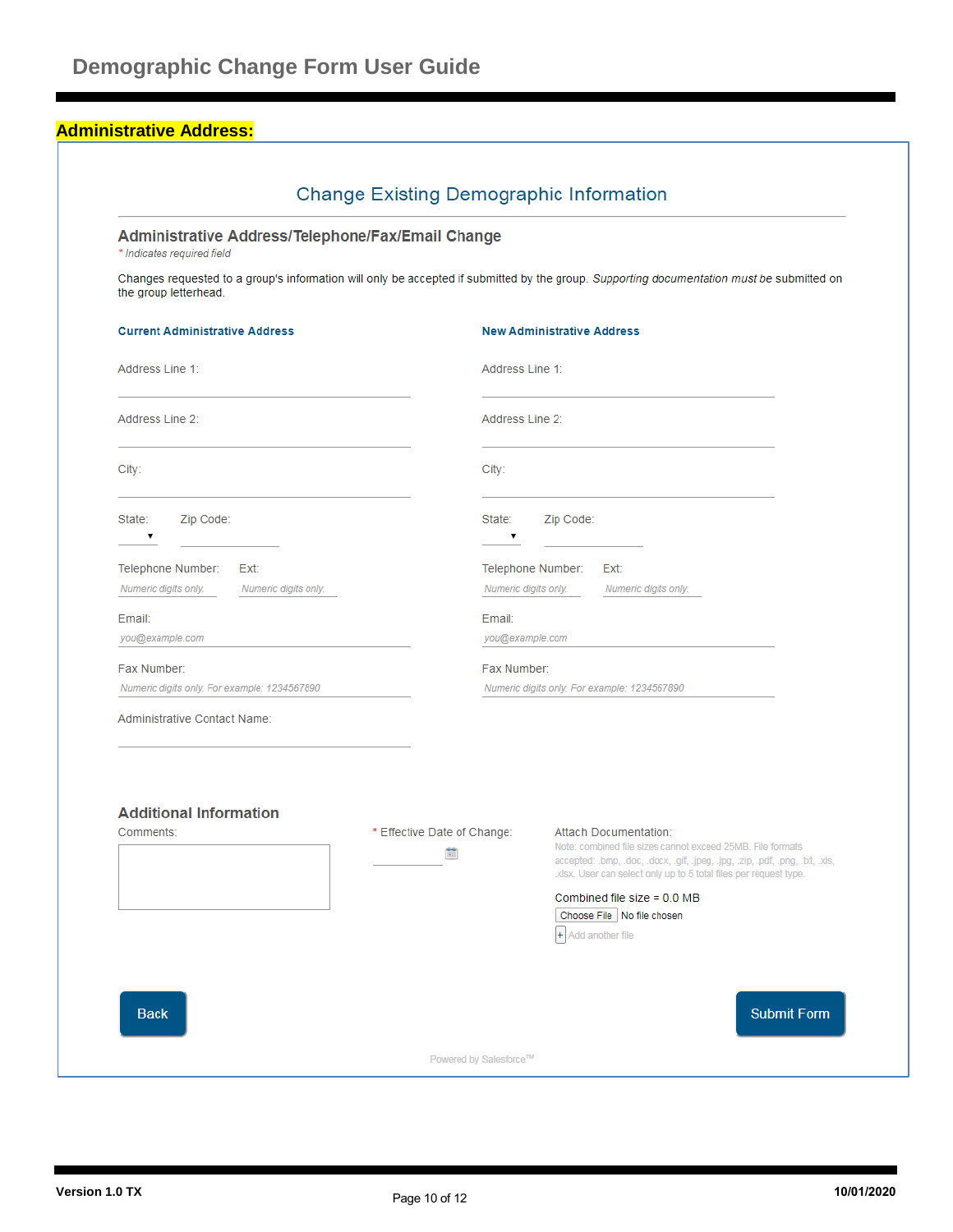**Administrative Address:**

## Change Existing Demographic Information

### Administrative Address/Telephone/Fax/Email Change

*\* Indicates required field*

Changes requested to a group's information will only be accepted if submitted by the group. *Supporting documentation must be* submitted on the group letterhead.

**Current Administrative Address**

Address Line 1:

Address Line 2:

City:

State: Zip Code:

Telephone Number: *Numeric digits only.* Ext: *Numeric digits only.*

Email: *you@example.com*

Fax Number: *Numeric digits only. For example: 1234567890*

Administrative Contact Name:

**New Administrative Address**

Address Line 1:

Address Line 2:

City:

State: Zip Code:

Telephone Number: *Numeric digits only.* Ext: *Numeric digits only.*

Email: *you@example.com*

Fax Number: *Numeric digits only. For example: 1234567890*

### Additional Information

Comments:

\* Effective Date of Change:

Attach Documentation:

Note: combined file sizes cannot exceed 25MB. File formats accepted: .bmp, .doc, .docx, .gif, .jpeg, .jpg, .zip, .pdf, .png, .txt, .xls, .xlsx. User can select only up to 5 total files per request type.

Combined file size = 0.0 MB

Choose File No file chosen

+ Add another file

Back

Submit Form

Powered by Salesforce™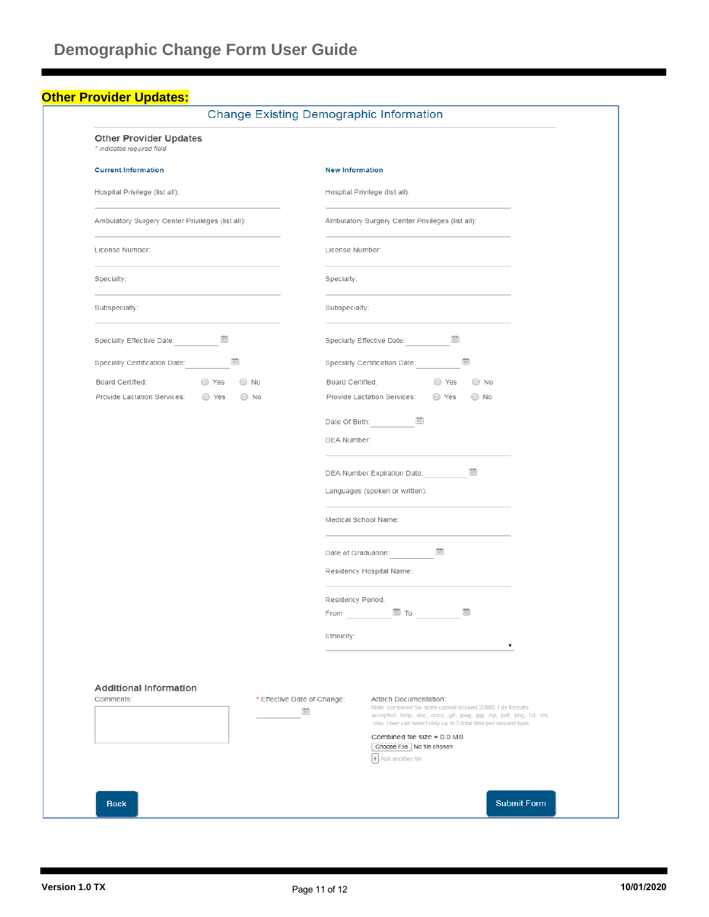## Other Provider Updates:

### Change Existing Demographic Information

**Other Provider Updates**

\* Indicates required field

| Current Information | New Information |
|---|---|
| Hospital Privilege (list all): | Hospital Privilege (list all): |
| Ambulatory Surgery Center Privileges (list all): | Ambulatory Surgery Center Privileges (list all): |
| License Number: | License Number: |
| Specialty: | Specialty: |
| Subspecialty: | Subspecialty: |
| Specialty Effective Date: | Specialty Effective Date: |
| Specialty Certification Date: | Specialty Certification Date: |
| Board Certified: ○ Yes ○ No | Board Certified: ○ Yes ○ No |
| Provide Lactation Services: ○ Yes ○ No | Provide Lactation Services: ○ Yes ○ No |
| | Date Of Birth: |
| | DEA Number: |
| | DEA Number Expiration Date: |
| | Languages (spoken or written): |
| | Medical School Name: |
| | Date of Graduation: |
| | Residency Hospital Name: |
| | Residency Period: From ___ To ___ |
| | Ethnicity: |

**Additional Information**

Comments:

\* Effective Date of Change:

Attach Documentation:

Note: combined file sizes cannot exceed 25MB. File formats accepted: .bmp, .doc, .docx, .gif, .jpeg, .jpg, .zip, .pdf, .png, .txt, .xls, .xlsx. User can select only up to 5 total files per request type.

Combined file size = 0.0 MB

Choose File No file chosen

+ Add another file

Back | Submit Form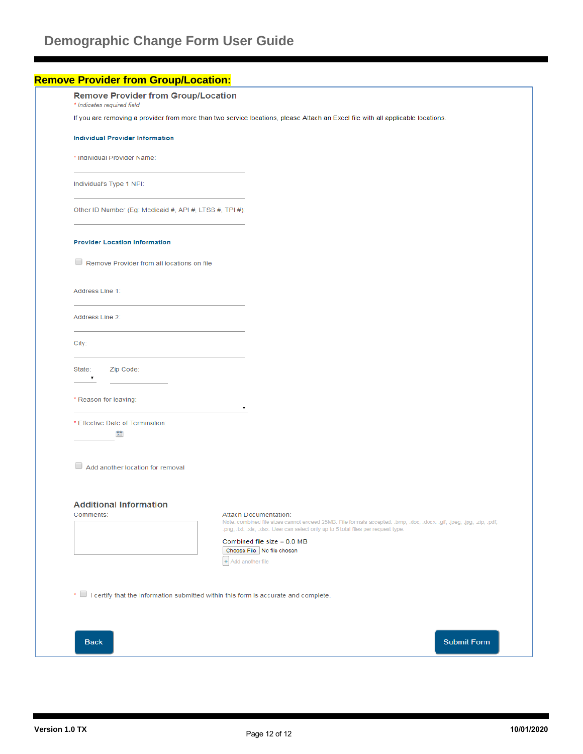## Remove Provider from Group/Location:

### Remove Provider from Group/Location

*\* Indicates required field*

If you are removing a provider from more than two service locations, please Attach an Excel file with all applicable locations.

**Individual Provider Information**

\* Individual Provider Name:

Individual's Type 1 NPI:

Other ID Number (Eg: Medicaid #, API #, LTSS #, TPI #):

**Provider Location Information**

☐ Remove Provider from all locations on file

Address Line 1:

Address Line 2:

City:

State: Zip Code:

\* Reason for leaving:

\* Effective Date of Termination:

☐ Add another location for removal

### Additional Information

Comments:

Attach Documentation:

Note: combined file sizes cannot exceed 25MB. File formats accepted: .bmp, .doc, .docx, .gif, .jpeg, .jpg, .zip, .pdf, .png, .txt, .xls, .xlsx. User can select only up to 5 total files per request type.

Combined file size = 0.0 MB

Choose File No file chosen

+ Add another file

\* ☐ I certify that the information submitted within this form is accurate and complete.

Back Submit Form